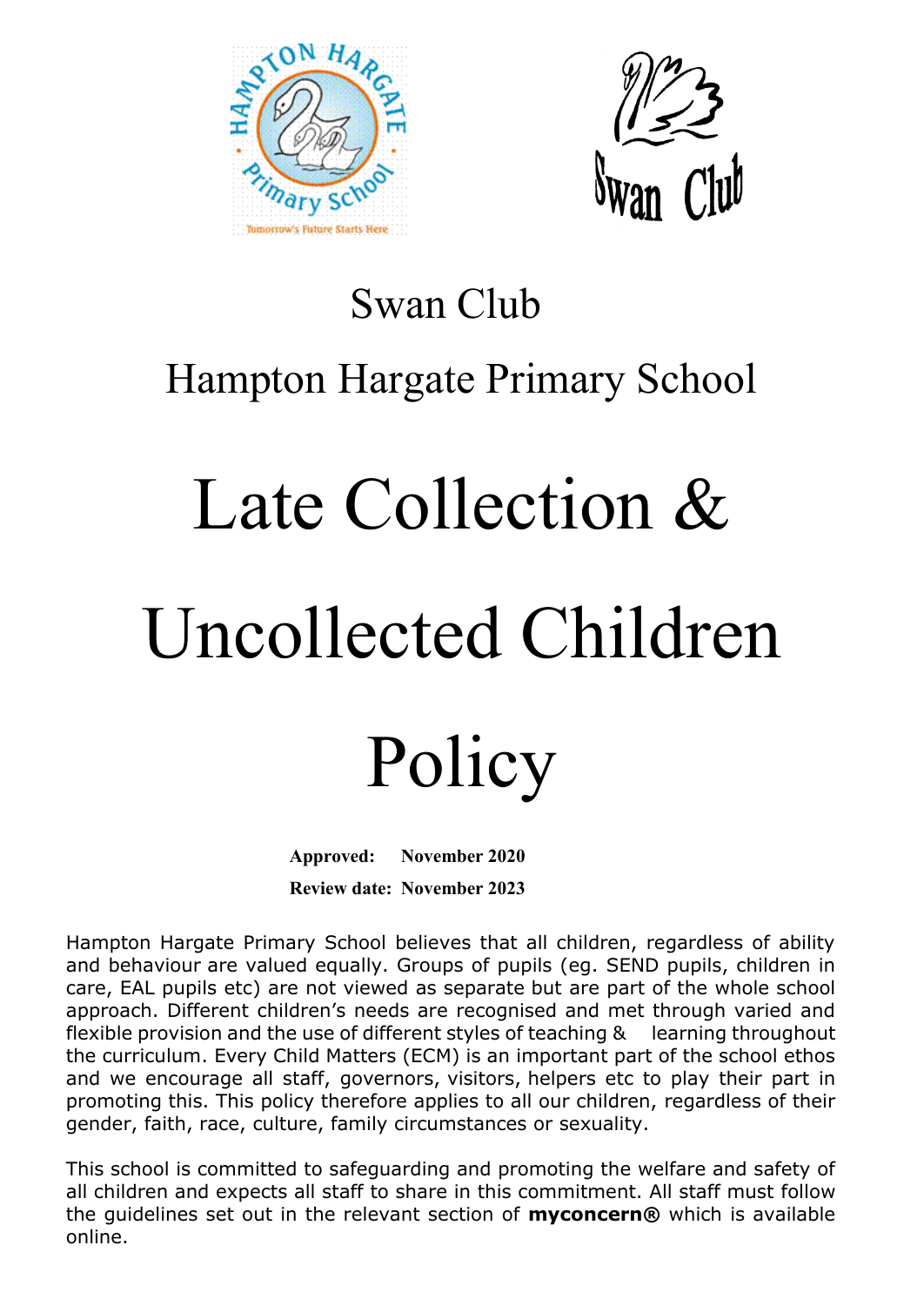Swan Club

Hampton Hargate Primary School

# Late Collection & Uncollected Children Policy

**Approved: November 2020**

**Review date: November 2023**

Hampton Hargate Primary School believes that all children, regardless of ability and behaviour are valued equally. Groups of pupils (eg. SEND pupils, children in care, EAL pupils etc) are not viewed as separate but are part of the whole school approach. Different children's needs are recognised and met through varied and flexible provision and the use of different styles of teaching & learning throughout the curriculum. Every Child Matters (ECM) is an important part of the school ethos and we encourage all staff, governors, visitors, helpers etc to play their part in promoting this. This policy therefore applies to all our children, regardless of their gender, faith, race, culture, family circumstances or sexuality.

This school is committed to safeguarding and promoting the welfare and safety of all children and expects all staff to share in this commitment. All staff must follow the guidelines set out in the relevant section of **myconcern®** which is available online.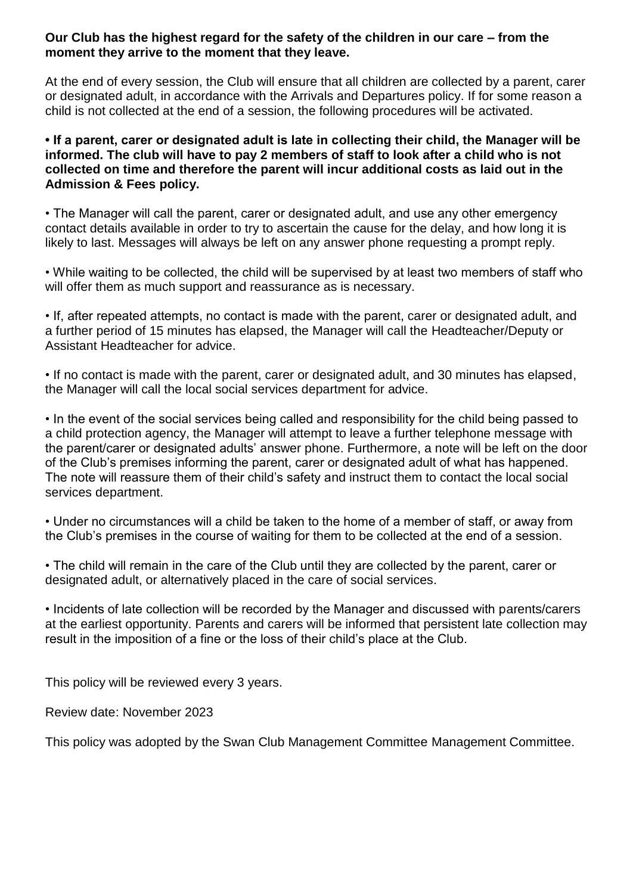**Our Club has the highest regard for the safety of the children in our care – from the moment they arrive to the moment that they leave.**

At the end of every session, the Club will ensure that all children are collected by a parent, carer or designated adult, in accordance with the Arrivals and Departures policy. If for some reason a child is not collected at the end of a session, the following procedures will be activated.

- **If a parent, carer or designated adult is late in collecting their child, the Manager will be informed. The club will have to pay 2 members of staff to look after a child who is not collected on time and therefore the parent will incur additional costs as laid out in the Admission & Fees policy.**

- The Manager will call the parent, carer or designated adult, and use any other emergency contact details available in order to try to ascertain the cause for the delay, and how long it is likely to last. Messages will always be left on any answer phone requesting a prompt reply.

- While waiting to be collected, the child will be supervised by at least two members of staff who will offer them as much support and reassurance as is necessary.

- If, after repeated attempts, no contact is made with the parent, carer or designated adult, and a further period of 15 minutes has elapsed, the Manager will call the Headteacher/Deputy or Assistant Headteacher for advice.

- If no contact is made with the parent, carer or designated adult, and 30 minutes has elapsed, the Manager will call the local social services department for advice.

- In the event of the social services being called and responsibility for the child being passed to a child protection agency, the Manager will attempt to leave a further telephone message with the parent/carer or designated adults' answer phone. Furthermore, a note will be left on the door of the Club's premises informing the parent, carer or designated adult of what has happened. The note will reassure them of their child's safety and instruct them to contact the local social services department.

- Under no circumstances will a child be taken to the home of a member of staff, or away from the Club's premises in the course of waiting for them to be collected at the end of a session.

- The child will remain in the care of the Club until they are collected by the parent, carer or designated adult, or alternatively placed in the care of social services.

- Incidents of late collection will be recorded by the Manager and discussed with parents/carers at the earliest opportunity. Parents and carers will be informed that persistent late collection may result in the imposition of a fine or the loss of their child's place at the Club.

This policy will be reviewed every 3 years.

Review date: November 2023

This policy was adopted by the Swan Club Management Committee Management Committee.